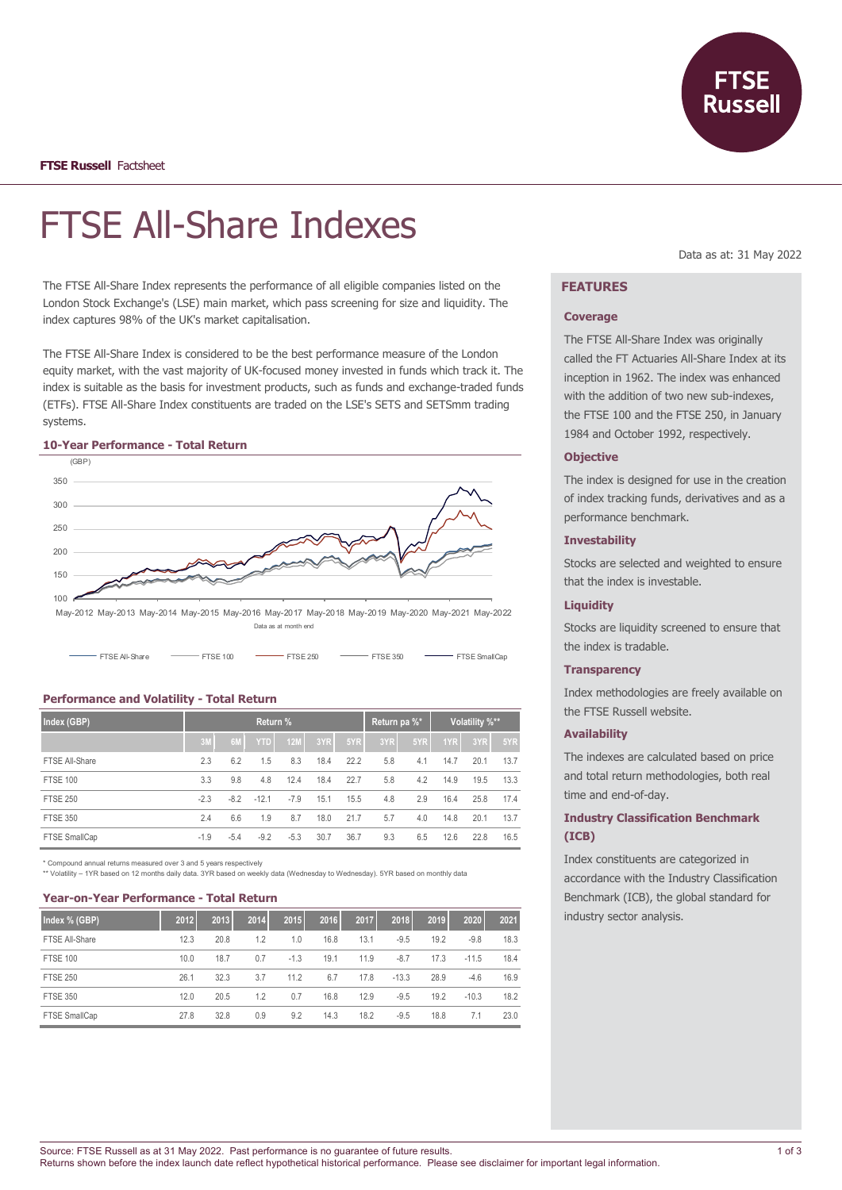**FTSE Russell** Factsheet

# FTSE All-Share Indexes

Data as at: 31 May 2022

The FTSE All-Share Index represents the performance of all eligible companies listed on the London Stock Exchange's (LSE) main market, which pass screening for size and liquidity. The index captures 98% of the UK's market capitalisation.

The FTSE All-Share Index is considered to be the best performance measure of the London equity market, with the vast majority of UK-focused money invested in funds which track it. The index is suitable as the basis for investment products, such as funds and exchange-traded funds (ETFs). FTSE All-Share Index constituents are traded on the LSE's SETS and SETSmm trading systems.

### 10-Year Performance - Total Return

(GBP)

Data as at month end

FTSE All-Share — FTSE 100 — FTSE 250 — FTSE 350 — FTSE SmallCap

### Performance and Volatility - Total Return

| Index (GBP) | Return % | | | | | | Return pa %* | | Volatility %** | | |
|---|---|---|---|---|---|---|---|---|---|---|---|
| | 3M | 6M | YTD | 12M | 3YR | 5YR | 3YR | 5YR | 1YR | 3YR | 5YR |
| FTSE All-Share | 2.3 | 6.2 | 1.5 | 8.3 | 18.4 | 22.2 | 5.8 | 4.1 | 14.7 | 20.1 | 13.7 |
| FTSE 100 | 3.3 | 9.8 | 4.8 | 12.4 | 18.4 | 22.7 | 5.8 | 4.2 | 14.9 | 19.5 | 13.3 |
| FTSE 250 | -2.3 | -8.2 | -12.1 | -7.9 | 15.1 | 15.5 | 4.8 | 2.9 | 16.4 | 25.8 | 17.4 |
| FTSE 350 | 2.4 | 6.6 | 1.9 | 8.7 | 18.0 | 21.7 | 5.7 | 4.0 | 14.8 | 20.1 | 13.7 |
| FTSE SmallCap | -1.9 | -5.4 | -9.2 | -5.3 | 30.7 | 36.7 | 9.3 | 6.5 | 12.6 | 22.8 | 16.5 |

\* Compound annual returns measured over 3 and 5 years respectively

\*\* Volatility – 1YR based on 12 months daily data. 3YR based on weekly data (Wednesday to Wednesday). 5YR based on monthly data

### Year-on-Year Performance - Total Return

| Index % (GBP) | 2012 | 2013 | 2014 | 2015 | 2016 | 2017 | 2018 | 2019 | 2020 | 2021 |
|---|---|---|---|---|---|---|---|---|---|---|
| FTSE All-Share | 12.3 | 20.8 | 1.2 | 1.0 | 16.8 | 13.1 | -9.5 | 19.2 | -9.8 | 18.3 |
| FTSE 100 | 10.0 | 18.7 | 0.7 | -1.3 | 19.1 | 11.9 | -8.7 | 17.3 | -11.5 | 18.4 |
| FTSE 250 | 26.1 | 32.3 | 3.7 | 11.2 | 6.7 | 17.8 | -13.3 | 28.9 | -4.6 | 16.9 |
| FTSE 350 | 12.0 | 20.5 | 1.2 | 0.7 | 16.8 | 12.9 | -9.5 | 19.2 | -10.3 | 18.2 |
| FTSE SmallCap | 27.8 | 32.8 | 0.9 | 9.2 | 14.3 | 18.2 | -9.5 | 18.8 | 7.1 | 23.0 |

## FEATURES

### Coverage

The FTSE All-Share Index was originally called the FT Actuaries All-Share Index at its inception in 1962. The index was enhanced with the addition of two new sub-indexes, the FTSE 100 and the FTSE 250, in January 1984 and October 1992, respectively.

### Objective

The index is designed for use in the creation of index tracking funds, derivatives and as a performance benchmark.

### Investability

Stocks are selected and weighted to ensure that the index is investable.

### Liquidity

Stocks are liquidity screened to ensure that the index is tradable.

### Transparency

Index methodologies are freely available on the FTSE Russell website.

### Availability

The indexes are calculated based on price and total return methodologies, both real time and end-of-day.

### Industry Classification Benchmark (ICB)

Index constituents are categorized in accordance with the Industry Classification Benchmark (ICB), the global standard for industry sector analysis.

Source: FTSE Russell as at 31 May 2022. Past performance is no guarantee of future results.
Returns shown before the index launch date reflect hypothetical historical performance. Please see disclaimer for important legal information.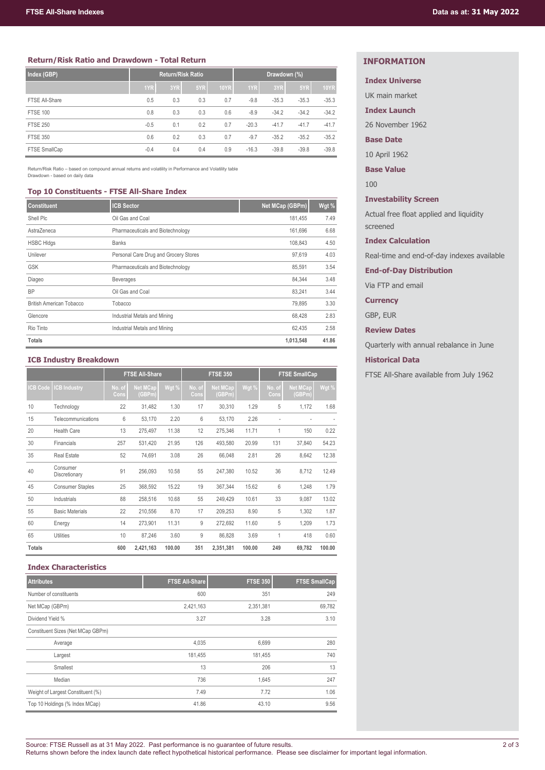## Return/Risk Ratio and Drawdown - Total Return

| Index (GBP) | Return/Risk Ratio | | | | Drawdown (%) | | | |
|---|---|---|---|---|---|---|---|---|
| | 1YR | 3YR | 5YR | 10YR | 1YR | 3YR | 5YR | 10YR |
| FTSE All-Share | 0.5 | 0.3 | 0.3 | 0.7 | -9.8 | -35.3 | -35.3 | -35.3 |
| FTSE 100 | 0.8 | 0.3 | 0.3 | 0.6 | -8.9 | -34.2 | -34.2 | -34.2 |
| FTSE 250 | -0.5 | 0.1 | 0.2 | 0.7 | -20.3 | -41.7 | -41.7 | -41.7 |
| FTSE 350 | 0.6 | 0.2 | 0.3 | 0.7 | -9.7 | -35.2 | -35.2 | -35.2 |
| FTSE SmallCap | -0.4 | 0.4 | 0.4 | 0.9 | -16.3 | -39.8 | -39.8 | -39.8 |

Return/Risk Ratio – based on compound annual returns and volatility in Performance and Volatility table
Drawdown - based on daily data

## Top 10 Constituents - FTSE All-Share Index

| Constituent | ICB Sector | Net MCap (GBPm) | Wgt % |
|---|---|---|---|
| Shell Plc | Oil Gas and Coal | 181,455 | 7.49 |
| AstraZeneca | Pharmaceuticals and Biotechnology | 161,696 | 6.68 |
| HSBC Hldgs | Banks | 108,843 | 4.50 |
| Unilever | Personal Care Drug and Grocery Stores | 97,619 | 4.03 |
| GSK | Pharmaceuticals and Biotechnology | 85,591 | 3.54 |
| Diageo | Beverages | 84,344 | 3.48 |
| BP | Oil Gas and Coal | 83,241 | 3.44 |
| British American Tobacco | Tobacco | 79,895 | 3.30 |
| Glencore | Industrial Metals and Mining | 68,428 | 2.83 |
| Rio Tinto | Industrial Metals and Mining | 62,435 | 2.58 |
| **Totals** | | **1,013,548** | **41.86** |

## ICB Industry Breakdown

| | | FTSE All-Share | | | FTSE 350 | | | FTSE SmallCap | | |
|---|---|---|---|---|---|---|---|---|---|---|
| ICB Code | ICB Industry | No. of Cons | Net MCap (GBPm) | Wgt % | No. of Cons | Net MCap (GBPm) | Wgt % | No. of Cons | Net MCap (GBPm) | Wgt % |
| 10 | Technology | 22 | 31,482 | 1.30 | 17 | 30,310 | 1.29 | 5 | 1,172 | 1.68 |
| 15 | Telecommunications | 6 | 53,170 | 2.20 | 6 | 53,170 | 2.26 | - | - | - |
| 20 | Health Care | 13 | 275,497 | 11.38 | 12 | 275,346 | 11.71 | 1 | 150 | 0.22 |
| 30 | Financials | 257 | 531,420 | 21.95 | 126 | 493,580 | 20.99 | 131 | 37,840 | 54.23 |
| 35 | Real Estate | 52 | 74,691 | 3.08 | 26 | 66,048 | 2.81 | 26 | 8,642 | 12.38 |
| 40 | Consumer Discretionary | 91 | 256,093 | 10.58 | 55 | 247,380 | 10.52 | 36 | 8,712 | 12.49 |
| 45 | Consumer Staples | 25 | 368,592 | 15.22 | 19 | 367,344 | 15.62 | 6 | 1,248 | 1.79 |
| 50 | Industrials | 88 | 258,516 | 10.68 | 55 | 249,429 | 10.61 | 33 | 9,087 | 13.02 |
| 55 | Basic Materials | 22 | 210,556 | 8.70 | 17 | 209,253 | 8.90 | 5 | 1,302 | 1.87 |
| 60 | Energy | 14 | 273,901 | 11.31 | 9 | 272,692 | 11.60 | 5 | 1,209 | 1.73 |
| 65 | Utilities | 10 | 87,246 | 3.60 | 9 | 86,828 | 3.69 | 1 | 418 | 0.60 |
| **Totals** | | **600** | **2,421,163** | **100.00** | **351** | **2,351,381** | **100.00** | **249** | **69,782** | **100.00** |

## Index Characteristics

| Attributes | FTSE All-Share | FTSE 350 | FTSE SmallCap |
|---|---|---|---|
| Number of constituents | 600 | 351 | 249 |
| Net MCap (GBPm) | 2,421,163 | 2,351,381 | 69,782 |
| Dividend Yield % | 3.27 | 3.28 | 3.10 |
| Constituent Sizes (Net MCap GBPm) | | | |
| Average | 4,035 | 6,699 | 280 |
| Largest | 181,455 | 181,455 | 740 |
| Smallest | 13 | 206 | 13 |
| Median | 736 | 1,645 | 247 |
| Weight of Largest Constituent (%) | 7.49 | 7.72 | 1.06 |
| Top 10 Holdings (% Index MCap) | 41.86 | 43.10 | 9.56 |

## INFORMATION

**Index Universe**

UK main market

**Index Launch**

26 November 1962

**Base Date**

10 April 1962

**Base Value**

100

**Investability Screen**

Actual free float applied and liquidity screened

**Index Calculation**

Real-time and end-of-day indexes available

**End-of-Day Distribution**

Via FTP and email

**Currency**

GBP, EUR

**Review Dates**

Quarterly with annual rebalance in June

**Historical Data**

FTSE All-Share available from July 1962

Source: FTSE Russell as at 31 May 2022. Past performance is no guarantee of future results.
Returns shown before the index launch date reflect hypothetical historical performance. Please see disclaimer for important legal information.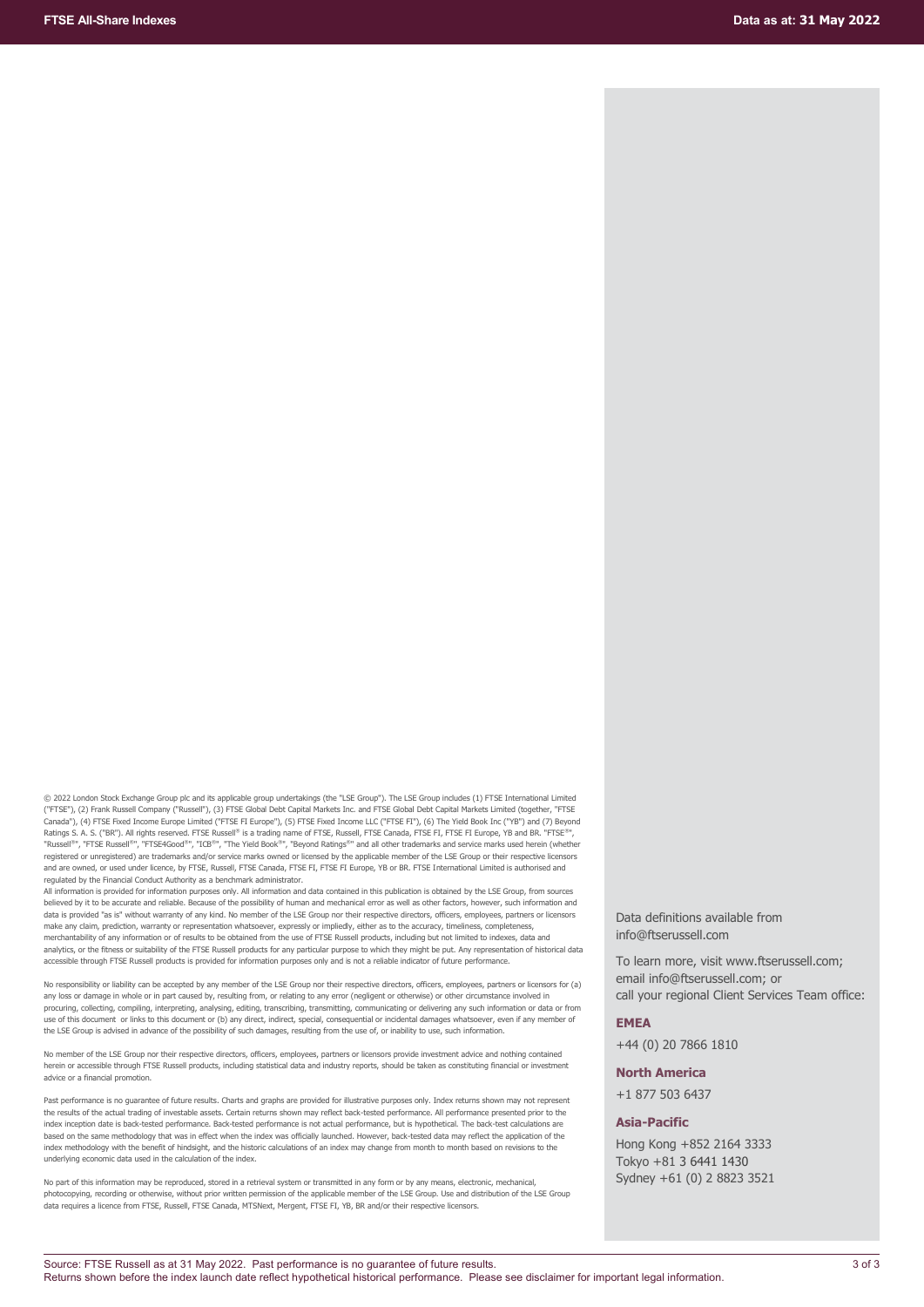© 2022 London Stock Exchange Group plc and its applicable group undertakings (the "LSE Group"). The LSE Group includes (1) FTSE International Limited ("FTSE"), (2) Frank Russell Company ("Russell"), (3) FTSE Global Debt Capital Markets Inc. and FTSE Global Debt Capital Markets Limited (together, "FTSE Canada"), (4) FTSE Fixed Income Europe Limited ("FTSE FI Europe"), (5) FTSE Fixed Income LLC ("FTSE FI"), (6) The Yield Book Inc ("YB") and (7) Beyond Ratings S. A. S. ("BR"). All rights reserved. FTSE Russell® is a trading name of FTSE, Russell, FTSE Canada, FTSE FI, FTSE FI Europe, YB and BR. "FTSE®", "Russell®", "FTSE Russell®", "FTSE4Good®", "ICB®", "The Yield Book®", "Beyond Ratings®" and all other trademarks and service marks used herein (whether registered or unregistered) are trademarks and/or service marks owned or licensed by the applicable member of the LSE Group or their respective licensors and are owned, or used under licence, by FTSE, Russell, FTSE Canada, FTSE FI, FTSE FI Europe, YB or BR. FTSE International Limited is authorised and regulated by the Financial Conduct Authority as a benchmark administrator.

All information is provided for information purposes only. All information and data contained in this publication is obtained by the LSE Group, from sources believed by it to be accurate and reliable. Because of the possibility of human and mechanical error as well as other factors, however, such information and data is provided "as is" without warranty of any kind. No member of the LSE Group nor their respective directors, officers, employees, partners or licensors make any claim, prediction, warranty or representation whatsoever, expressly or impliedly, either as to the accuracy, timeliness, completeness, merchantability of any information or of results to be obtained from the use of FTSE Russell products, including but not limited to indexes, data and analytics, or the fitness or suitability of the FTSE Russell products for any particular purpose to which they might be put. Any representation of historical data accessible through FTSE Russell products is provided for information purposes only and is not a reliable indicator of future performance.

No responsibility or liability can be accepted by any member of the LSE Group nor their respective directors, officers, employees, partners or licensors for (a) any loss or damage in whole or in part caused by, resulting from, or relating to any error (negligent or otherwise) or other circumstance involved in procuring, collecting, compiling, interpreting, analysing, editing, transcribing, transmitting, communicating or delivering any such information or data or from use of this document or links to this document or (b) any direct, indirect, special, consequential or incidental damages whatsoever, even if any member of the LSE Group is advised in advance of the possibility of such damages, resulting from the use of, or inability to use, such information.

No member of the LSE Group nor their respective directors, officers, employees, partners or licensors provide investment advice and nothing contained herein or accessible through FTSE Russell products, including statistical data and industry reports, should be taken as constituting financial or investment advice or a financial promotion.

Past performance is no guarantee of future results. Charts and graphs are provided for illustrative purposes only. Index returns shown may not represent the results of the actual trading of investable assets. Certain returns shown may reflect back-tested performance. All performance presented prior to the index inception date is back-tested performance. Back-tested performance is not actual performance, but is hypothetical. The back-test calculations are based on the same methodology that was in effect when the index was officially launched. However, back-tested data may reflect the application of the index methodology with the benefit of hindsight, and the historic calculations of an index may change from month to month based on revisions to the underlying economic data used in the calculation of the index.

No part of this information may be reproduced, stored in a retrieval system or transmitted in any form or by any means, electronic, mechanical, photocopying, recording or otherwise, without prior written permission of the applicable member of the LSE Group. Use and distribution of the LSE Group data requires a licence from FTSE, Russell, FTSE Canada, MTSNext, Mergent, FTSE FI, YB, BR and/or their respective licensors.

Data definitions available from info@ftserussell.com

To learn more, visit www.ftserussell.com; email info@ftserussell.com; or call your regional Client Services Team office:

**EMEA**

+44 (0) 20 7866 1810

**North America**

+1 877 503 6437

**Asia-Pacific**

Hong Kong +852 2164 3333
Tokyo +81 3 6441 1430
Sydney +61 (0) 2 8823 3521

Source: FTSE Russell as at 31 May 2022. Past performance is no guarantee of future results.
Returns shown before the index launch date reflect hypothetical historical performance. Please see disclaimer for important legal information.